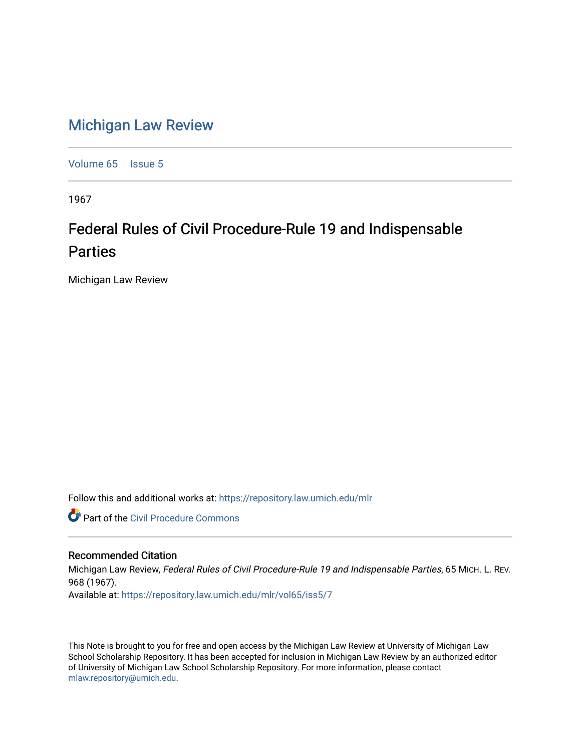# Michigan Law Review

Volume 65 | Issue 5

1967

## Federal Rules of Civil Procedure-Rule 19 and Indispensable Parties

Michigan Law Review

Follow this and additional works at: https://repository.law.umich.edu/mlr

Part of the Civil Procedure Commons

### Recommended Citation

Michigan Law Review, *Federal Rules of Civil Procedure-Rule 19 and Indispensable Parties*, 65 MICH. L. REV. 968 (1967).

Available at: https://repository.law.umich.edu/mlr/vol65/iss5/7

This Note is brought to you for free and open access by the Michigan Law Review at University of Michigan Law School Scholarship Repository. It has been accepted for inclusion in Michigan Law Review by an authorized editor of University of Michigan Law School Scholarship Repository. For more information, please contact mlaw.repository@umich.edu.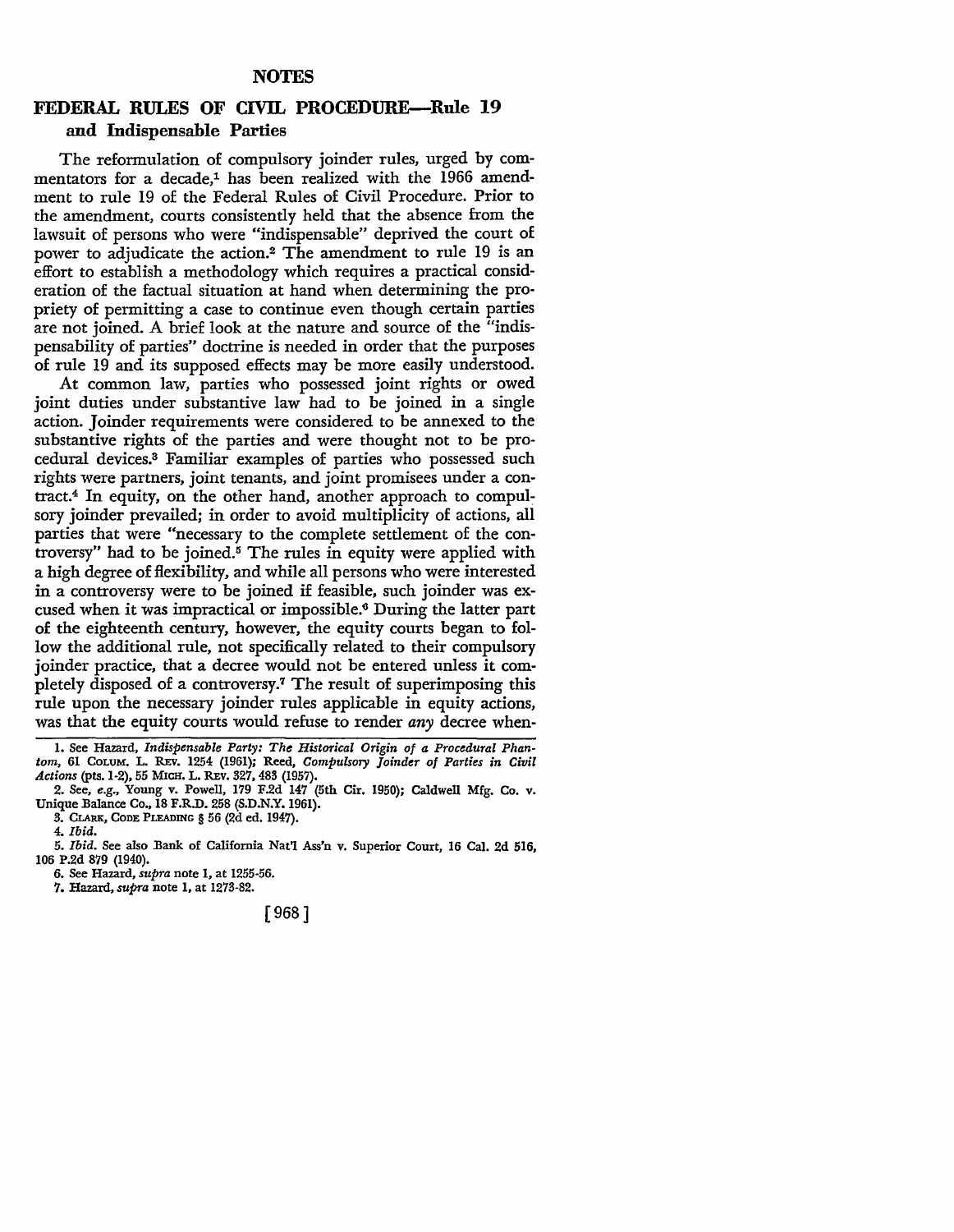# NOTES

## FEDERAL RULES OF CIVIL PROCEDURE—Rule 19 and Indispensable Parties

The reformulation of compulsory joinder rules, urged by commentators for a decade,[1] has been realized with the 1966 amendment to rule 19 of the Federal Rules of Civil Procedure. Prior to the amendment, courts consistently held that the absence from the lawsuit of persons who were "indispensable" deprived the court of power to adjudicate the action.[2] The amendment to rule 19 is an effort to establish a methodology which requires a practical consideration of the factual situation at hand when determining the propriety of permitting a case to continue even though certain parties are not joined. A brief look at the nature and source of the "indispensability of parties" doctrine is needed in order that the purposes of rule 19 and its supposed effects may be more easily understood.

At common law, parties who possessed joint rights or owed joint duties under substantive law had to be joined in a single action. Joinder requirements were considered to be annexed to the substantive rights of the parties and were thought not to be procedural devices.[3] Familiar examples of parties who possessed such rights were partners, joint tenants, and joint promisees under a contract.[4] In equity, on the other hand, another approach to compulsory joinder prevailed; in order to avoid multiplicity of actions, all parties that were "necessary to the complete settlement of the controversy" had to be joined.[5] The rules in equity were applied with a high degree of flexibility, and while all persons who were interested in a controversy were to be joined if feasible, such joinder was excused when it was impractical or impossible.[6] During the latter part of the eighteenth century, however, the equity courts began to follow the additional rule, not specifically related to their compulsory joinder practice, that a decree would not be entered unless it completely disposed of a controversy.[7] The result of superimposing this rule upon the necessary joinder rules applicable in equity actions, was that the equity courts would refuse to render *any* decree when-

---

1. See Hazard, *Indispensable Party: The Historical Origin of a Procedural Phantom*, 61 COLUM. L. REV. 1254 (1961); Reed, *Compulsory Joinder of Parties in Civil Actions* (pts. 1-2), 55 MICH. L. REV. 327, 483 (1957).

2. See, *e.g.*, Young v. Powell, 179 F.2d 147 (5th Cir. 1950); Caldwell Mfg. Co. v. Unique Balance Co., 18 F.R.D. 258 (S.D.N.Y. 1961).

3. CLARK, CODE PLEADING § 56 (2d ed. 1947).

4. *Ibid.*

5. *Ibid.* See also Bank of California Nat'l Ass'n v. Superior Court, 16 Cal. 2d 516, 106 P.2d 879 (1940).

6. See Hazard, *supra* note 1, at 1255-56.

7. Hazard, *supra* note 1, at 1273-82.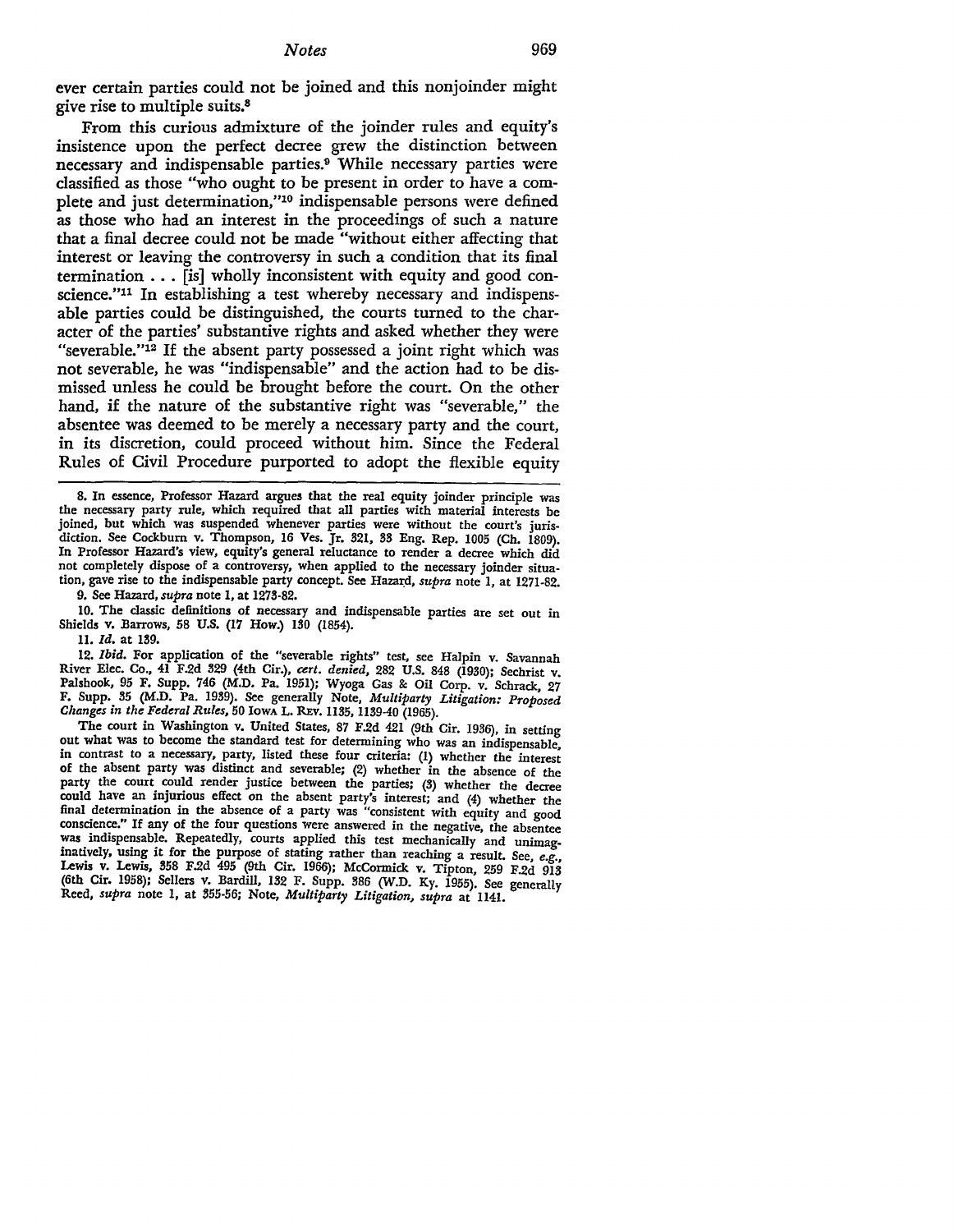ever certain parties could not be joined and this nonjoinder might give rise to multiple suits.[8]

From this curious admixture of the joinder rules and equity's insistence upon the perfect decree grew the distinction between necessary and indispensable parties.[9] While necessary parties were classified as those "who ought to be present in order to have a complete and just determination,"[10] indispensable persons were defined as those who had an interest in the proceedings of such a nature that a final decree could not be made "without either affecting that interest or leaving the controversy in such a condition that its final termination . . . [is] wholly inconsistent with equity and good conscience."[11] In establishing a test whereby necessary and indispensable parties could be distinguished, the courts turned to the character of the parties' substantive rights and asked whether they were "severable."[12] If the absent party possessed a joint right which was not severable, he was "indispensable" and the action had to be dismissed unless he could be brought before the court. On the other hand, if the nature of the substantive right was "severable," the absentee was deemed to be merely a necessary party and the court, in its discretion, could proceed without him. Since the Federal Rules of Civil Procedure purported to adopt the flexible equity

---

8. In essence, Professor Hazard argues that the real equity joinder principle was the necessary party rule, which required that all parties with material interests be joined, but which was suspended whenever parties were without the court's jurisdiction. See Cockburn v. Thompson, 16 Ves. Jr. 321, 33 Eng. Rep. 1005 (Ch. 1809). In Professor Hazard's view, equity's general reluctance to render a decree which did not completely dispose of a controversy, when applied to the necessary joinder situation, gave rise to the indispensable party concept. See Hazard, *supra* note 1, at 1271-82.

9. See Hazard, *supra* note 1, at 1273-82.

10. The classic definitions of necessary and indispensable parties are set out in Shields v. Barrows, 58 U.S. (17 How.) 130 (1854).

11. *Id.* at 139.

12. *Ibid.* For application of the "severable rights" test, see Halpin v. Savannah River Elec. Co., 41 F.2d 329 (4th Cir.), *cert. denied*, 282 U.S. 848 (1930); Sechrist v. Palshook, 95 F. Supp. 746 (M.D. Pa. 1951); Wyoga Gas & Oil Corp. v. Schrack, 27 F. Supp. 35 (M.D. Pa. 1939). See generally Note, *Multiparty Litigation: Proposed Changes in the Federal Rules*, 50 Iowa L. Rev. 1135, 1139-40 (1965).

The court in Washington v. United States, 87 F.2d 421 (9th Cir. 1936), in setting out what was to become the standard test for determining who was an indispensable, in contrast to a necessary, party, listed these four criteria: (1) whether the interest of the absent party was distinct and severable; (2) whether in the absence of the party the court could render justice between the parties; (3) whether the decree could have an injurious effect on the absent party's interest; and (4) whether the final determination in the absence of a party was "consistent with equity and good conscience." If any of the four questions were answered in the negative, the absentee was indispensable. Repeatedly, courts applied this test mechanically and unimaginatively, using it for the purpose of stating rather than reaching a result. See, *e.g.*, Lewis v. Lewis, 358 F.2d 495 (9th Cir. 1966); McCormick v. Tipton, 259 F.2d 913 (6th Cir. 1958); Sellers v. Bardill, 132 F. Supp. 386 (W.D. Ky. 1955). See generally Reed, *supra* note 1, at 355-56; Note, *Multiparty Litigation*, *supra* at 1141.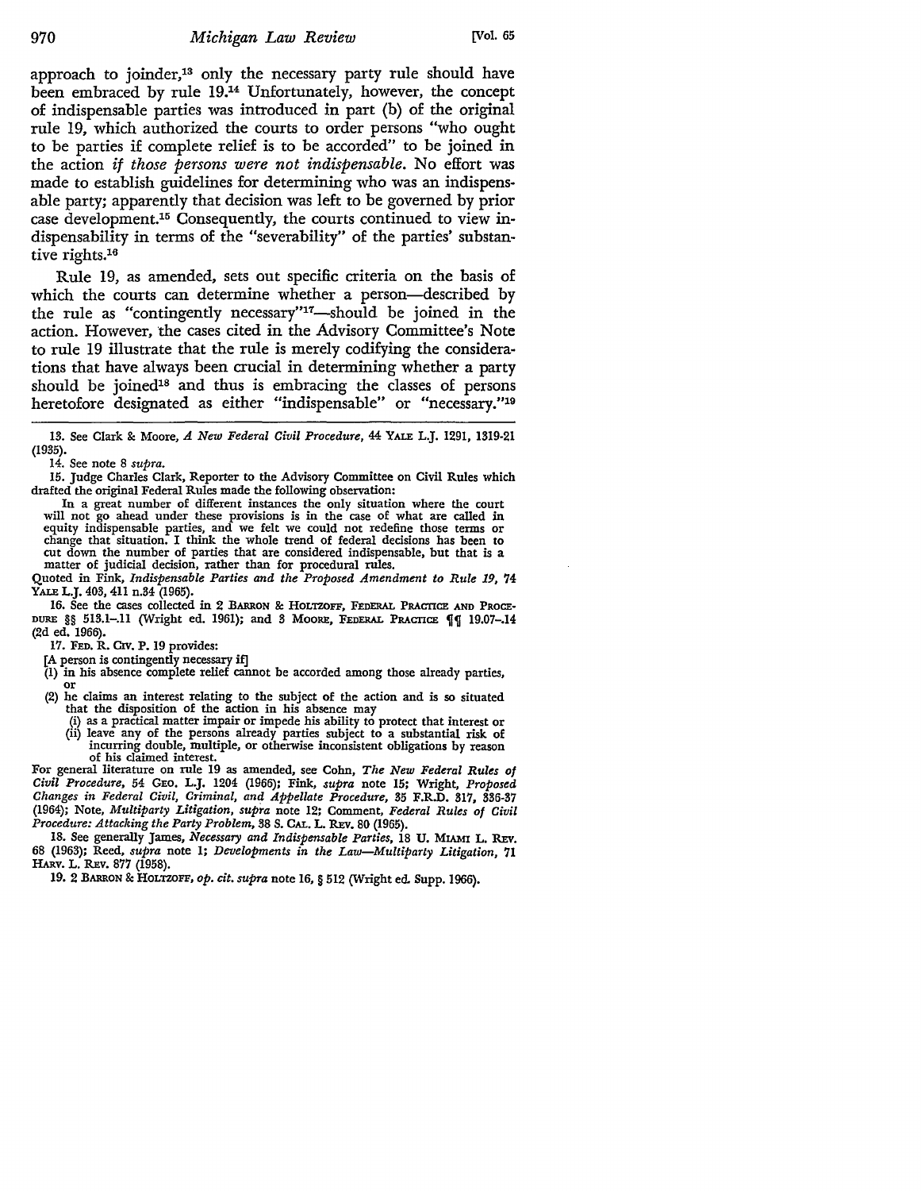approach to joinder,[13] only the necessary party rule should have been embraced by rule 19.[14] Unfortunately, however, the concept of indispensable parties was introduced in part (b) of the original rule 19, which authorized the courts to order persons "who ought to be parties if complete relief is to be accorded" to be joined in the action *if those persons were not indispensable.* No effort was made to establish guidelines for determining who was an indispensable party; apparently that decision was left to be governed by prior case development.[15] Consequently, the courts continued to view indispensability in terms of the "severability" of the parties' substantive rights.[16]

Rule 19, as amended, sets out specific criteria on the basis of which the courts can determine whether a person—described by the rule as "contingently necessary"[17]—should be joined in the action. However, the cases cited in the Advisory Committee's Note to rule 19 illustrate that the rule is merely codifying the considerations that have always been crucial in determining whether a party should be joined[18] and thus is embracing the classes of persons heretofore designated as either "indispensable" or "necessary."[19]

---

13. See Clark & Moore, *A New Federal Civil Procedure*, 44 YALE L.J. 1291, 1319-21 (1935).

14. See note 8 *supra*.

15. Judge Charles Clark, Reporter to the Advisory Committee on Civil Rules which drafted the original Federal Rules made the following observation:

> In a great number of different instances the only situation where the court will not go ahead under these provisions is in the case of what are called in equity indispensable parties, and we felt we could not redefine those terms or change that situation. I think the whole trend of federal decisions has been to cut down the number of parties that are considered indispensable, but that is a matter of judicial decision, rather than for procedural rules.

Quoted in Fink, *Indispensable Parties and the Proposed Amendment to Rule 19*, 74 YALE L.J. 403, 411 n.34 (1965).

16. See the cases collected in 2 BARRON & HOLTZOFF, FEDERAL PRACTICE AND PROCEDURE §§ 513.1-.11 (Wright ed. 1961); and 3 MOORE, FEDERAL PRACTICE ¶¶ 19.07-.14 (2d ed. 1966).

17. FED. R. CIV. P. 19 provides:

[A person is contingently necessary if]
(1) in his absence complete relief cannot be accorded among those already parties, or
(2) he claims an interest relating to the subject of the action and is so situated that the disposition of the action in his absence may
  (i) as a practical matter impair or impede his ability to protect that interest or
  (ii) leave any of the persons already parties subject to a substantial risk of incurring double, multiple, or otherwise inconsistent obligations by reason of his claimed interest.

For general literature on rule 19 as amended, see Cohn, *The New Federal Rules of Civil Procedure*, 54 GEO. L.J. 1204 (1966); Fink, *supra* note 15; Wright, *Proposed Changes in Federal Civil, Criminal, and Appellate Procedure*, 35 F.R.D. 317, 336-37 (1964); Note, *Multiparty Litigation*, *supra* note 12; Comment, *Federal Rules of Civil Procedure: Attacking the Party Problem*, 38 S. CAL. L. REV. 80 (1965).

18. See generally James, *Necessary and Indispensable Parties*, 18 U. MIAMI L. REV. 68 (1963); Reed, *supra* note 1; *Developments in the Law—Multiparty Litigation*, 71 HARV. L. REV. 877 (1958).

19. 2 BARRON & HOLTZOFF, *op. cit. supra* note 16, § 512 (Wright ed. Supp. 1966).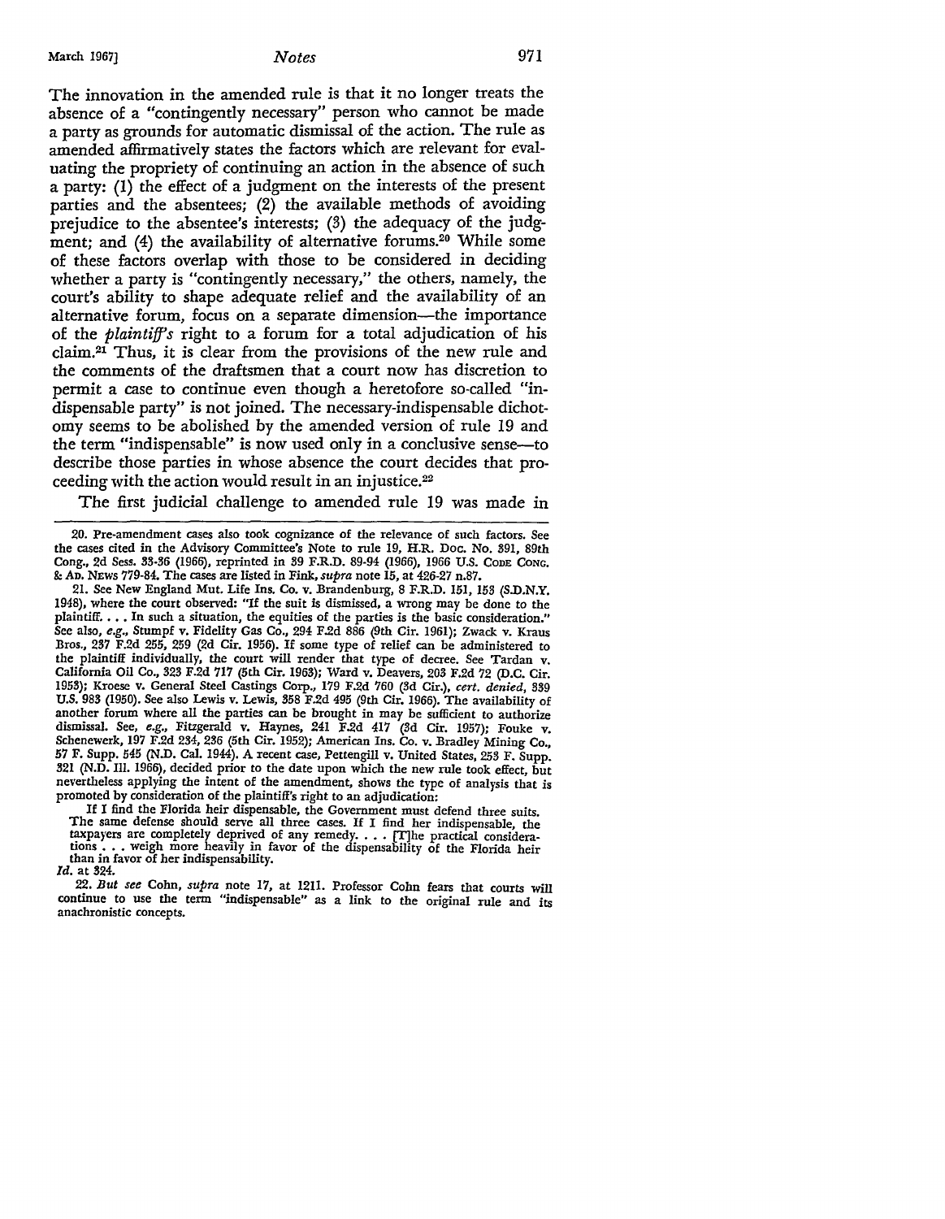The innovation in the amended rule is that it no longer treats the absence of a "contingently necessary" person who cannot be made a party as grounds for automatic dismissal of the action. The rule as amended affirmatively states the factors which are relevant for evaluating the propriety of continuing an action in the absence of such a party: (1) the effect of a judgment on the interests of the present parties and the absentees; (2) the available methods of avoiding prejudice to the absentee's interests; (3) the adequacy of the judgment; and (4) the availability of alternative forums.[20] While some of these factors overlap with those to be considered in deciding whether a party is "contingently necessary," the others, namely, the court's ability to shape adequate relief and the availability of an alternative forum, focus on a separate dimension—the importance of the *plaintiff's* right to a forum for a total adjudication of his claim.[21] Thus, it is clear from the provisions of the new rule and the comments of the draftsmen that a court now has discretion to permit a case to continue even though a heretofore so-called "indispensable party" is not joined. The necessary-indispensable dichotomy seems to be abolished by the amended version of rule 19 and the term "indispensable" is now used only in a conclusive sense—to describe those parties in whose absence the court decides that proceeding with the action would result in an injustice.[22]

The first judicial challenge to amended rule 19 was made in

---

20. Pre-amendment cases also took cognizance of the relevance of such factors. See the cases cited in the Advisory Committee's Note to rule 19, H.R. Doc. No. 391, 89th Cong., 2d Sess. 33-36 (1966), reprinted in 39 F.R.D. 89-94 (1966), 1966 U.S. Code Cong. & Ad. News 779-84. The cases are listed in Fink, *supra* note 15, at 426-27 n.87.

21. See New England Mut. Life Ins. Co. v. Brandenburg, 8 F.R.D. 151, 153 (S.D.N.Y. 1948), where the court observed: "If the suit is dismissed, a wrong may be done to the plaintiff. . . . In such a situation, the equities of the parties is the basic consideration." See also, *e.g.*, Stumpf v. Fidelity Gas Co., 294 F.2d 886 (9th Cir. 1961); Zwack v. Kraus Bros., 237 F.2d 255, 259 (2d Cir. 1956). If some type of relief can be administered to the plaintiff individually, the court will render that type of decree. See Tardan v. California Oil Co., 323 F.2d 717 (5th Cir. 1963); Ward v. Deavers, 203 F.2d 72 (D.C. Cir. 1953); Kroese v. General Steel Castings Corp., 179 F.2d 760 (3d Cir.), *cert. denied*, 339 U.S. 983 (1950). See also Lewis v. Lewis, 358 F.2d 495 (9th Cir. 1966). The availability of another forum where all the parties can be brought in may be sufficient to authorize dismissal. See, *e.g.*, Fitzgerald v. Haynes, 241 F.2d 417 (3d Cir. 1957); Fouke v. Schenewerk, 197 F.2d 234, 236 (5th Cir. 1952); American Ins. Co. v. Bradley Mining Co., 57 F. Supp. 545 (N.D. Cal. 1944). A recent case, Pettengill v. United States, 253 F. Supp. 321 (N.D. Ill. 1966), decided prior to the date upon which the new rule took effect, but nevertheless applying the intent of the amendment, shows the type of analysis that is promoted by consideration of the plaintiff's right to an adjudication:

> If I find the Florida heir dispensable, the Government must defend three suits. The same defense should serve all three cases. If I find her indispensable, the taxpayers are completely deprived of any remedy. . . . [T]he practical considerations . . . weigh more heavily in favor of the dispensability of the Florida heir than in favor of her indispensability.

*Id.* at 324.

22. *But see* Cohn, *supra* note 17, at 1211. Professor Cohn fears that courts will continue to use the term "indispensable" as a link to the original rule and its anachronistic concepts.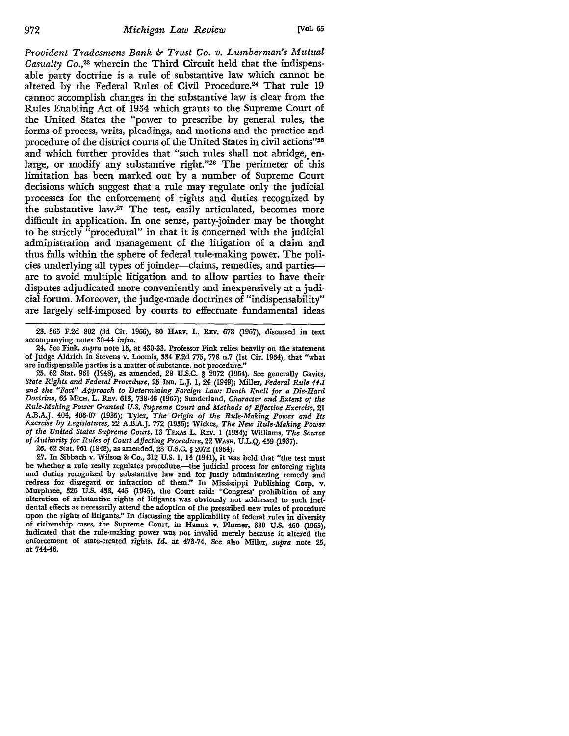*Provident Tradesmens Bank & Trust Co. v. Lumberman's Mutual Casualty Co.*,[23] wherein the Third Circuit held that the indispensable party doctrine is a rule of substantive law which cannot be altered by the Federal Rules of Civil Procedure.[24] That rule 19 cannot accomplish changes in the substantive law is clear from the Rules Enabling Act of 1934 which grants to the Supreme Court of the United States the "power to prescribe by general rules, the forms of process, writs, pleadings, and motions and the practice and procedure of the district courts of the United States in civil actions"[25] and which further provides that "such rules shall not abridge, enlarge, or modify any substantive right."[26] The perimeter of this limitation has been marked out by a number of Supreme Court decisions which suggest that a rule may regulate only the judicial processes for the enforcement of rights and duties recognized by the substantive law.[27] The test, easily articulated, becomes more difficult in application. In one sense, party-joinder may be thought to be strictly "procedural" in that it is concerned with the judicial administration and management of the litigation of a claim and thus falls within the sphere of federal rule-making power. The policies underlying all types of joinder—claims, remedies, and parties—are to avoid multiple litigation and to allow parties to have their disputes adjudicated more conveniently and inexpensively at a judicial forum. Moreover, the judge-made doctrines of "indispensability" are largely self-imposed by courts to effectuate fundamental ideas

---

23. 365 F.2d 802 (3d Cir. 1966), 80 HARV. L. REV. 678 (1967), discussed in text accompanying notes 30-44 *infra*.

24. See Fink, *supra* note 15, at 430-33. Professor Fink relies heavily on the statement of Judge Aldrich in Stevens v. Loomis, 334 F.2d 775, 778 n.7 (1st Cir. 1964), that "what are indispensable parties is a matter of substance, not procedure."

25. 62 Stat. 961 (1948), as amended, 28 U.S.C. § 2072 (1964). See generally Gavits, *State Rights and Federal Procedure*, 25 IND. L.J. 1, 24 (1949); Miller, *Federal Rule 44.1 and the "Fact" Approach to Determining Foreign Law: Death Knell for a Die-Hard Doctrine*, 65 MICH. L. REV. 613, 738-46 (1967); Sunderland, *Character and Extent of the Rule-Making Power Granted U.S. Supreme Court and Methods of Effective Exercise*, 21 A.B.A.J. 404, 406-07 (1935); Tyler, *The Origin of the Rule-Making Power and Its Exercise by Legislatures*, 22 A.B.A.J. 772 (1936); Wickes, *The New Rule-Making Power of the United States Supreme Court*, 13 TEXAS L. REV. 1 (1934); Williams, *The Source of Authority for Rules of Court Affecting Procedure*, 22 WASH. U.L.Q. 459 (1937).

26. 62 Stat. 961 (1948), as amended, 28 U.S.C. § 2072 (1964).

27. In Sibbach v. Wilson & Co., 312 U.S. 1, 14 (1941), it was held that "the test must be whether a rule really regulates procedure,—the judicial process for enforcing rights and duties recognized by substantive law and for justly administering remedy and redress for disregard or infraction of them." In Mississippi Publishing Corp. v. Murphree, 326 U.S. 438, 445 (1945), the Court said: "Congress' prohibition of any alteration of substantive rights of litigants was obviously not addressed to such incidental effects as necessarily attend the adoption of the prescribed new rules of procedure upon the rights of litigants." In discussing the applicability of federal rules in diversity of citizenship cases, the Supreme Court, in Hanna v. Plumer, 380 U.S. 460 (1965), indicated that the rule-making power was not invalid merely because it altered the enforcement of state-created rights. *Id.* at 473-74. See also Miller, *supra* note 25, at 744-46.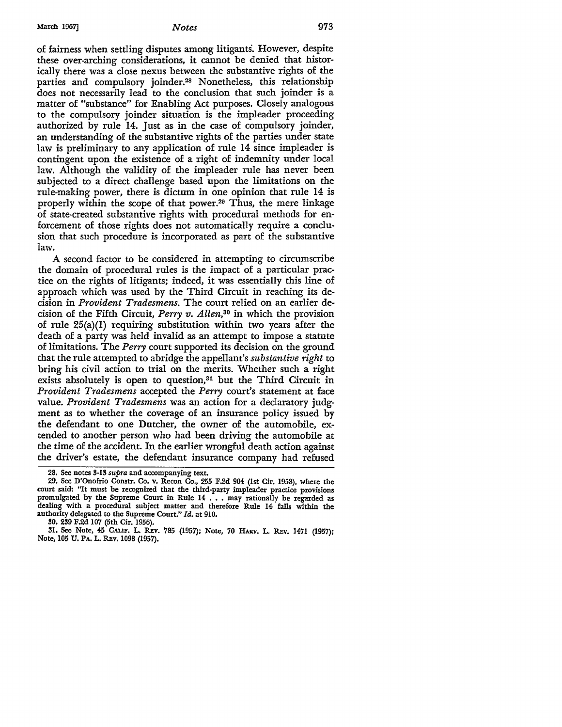of fairness when settling disputes among litigants. However, despite these over-arching considerations, it cannot be denied that historically there was a close nexus between the substantive rights of the parties and compulsory joinder.[28] Nonetheless, this relationship does not necessarily lead to the conclusion that such joinder is a matter of "substance" for Enabling Act purposes. Closely analogous to the compulsory joinder situation is the impleader proceeding authorized by rule 14. Just as in the case of compulsory joinder, an understanding of the substantive rights of the parties under state law is preliminary to any application of rule 14 since impleader is contingent upon the existence of a right of indemnity under local law. Although the validity of the impleader rule has never been subjected to a direct challenge based upon the limitations on the rule-making power, there is dictum in one opinion that rule 14 is properly within the scope of that power.[29] Thus, the mere linkage of state-created substantive rights with procedural methods for enforcement of those rights does not automatically require a conclusion that such procedure is incorporated as part of the substantive law.

A second factor to be considered in attempting to circumscribe the domain of procedural rules is the impact of a particular practice on the rights of litigants; indeed, it was essentially this line of approach which was used by the Third Circuit in reaching its decision in *Provident Tradesmens.* The court relied on an earlier decision of the Fifth Circuit, *Perry v. Allen,*[30] in which the provision of rule 25(a)(1) requiring substitution within two years after the death of a party was held invalid as an attempt to impose a statute of limitations. The *Perry* court supported its decision on the ground that the rule attempted to abridge the appellant's *substantive right* to bring his civil action to trial on the merits. Whether such a right exists absolutely is open to question,[31] but the Third Circuit in *Provident Tradesmens* accepted the *Perry* court's statement at face value. *Provident Tradesmens* was an action for a declaratory judgment as to whether the coverage of an insurance policy issued by the defendant to one Dutcher, the owner of the automobile, extended to another person who had been driving the automobile at the time of the accident. In the earlier wrongful death action against the driver's estate, the defendant insurance company had refused

---

28. See notes 3-13 *supra* and accompanying text.

29. See D'Onofrio Constr. Co. v. Recon Co., 255 F.2d 904 (1st Cir. 1958), where the court said: "It must be recognized that the third-party impleader practice provisions promulgated by the Supreme Court in Rule 14 . . . may rationally be regarded as dealing with a procedural subject matter and therefore Rule 14 falls within the authority delegated to the Supreme Court." *Id.* at 910.

30. 239 F.2d 107 (5th Cir. 1956).

31. See Note, 45 CALIF. L. REV. 785 (1957); Note, 70 HARV. L. REV. 1471 (1957); Note, 105 U. PA. L. REV. 1098 (1957).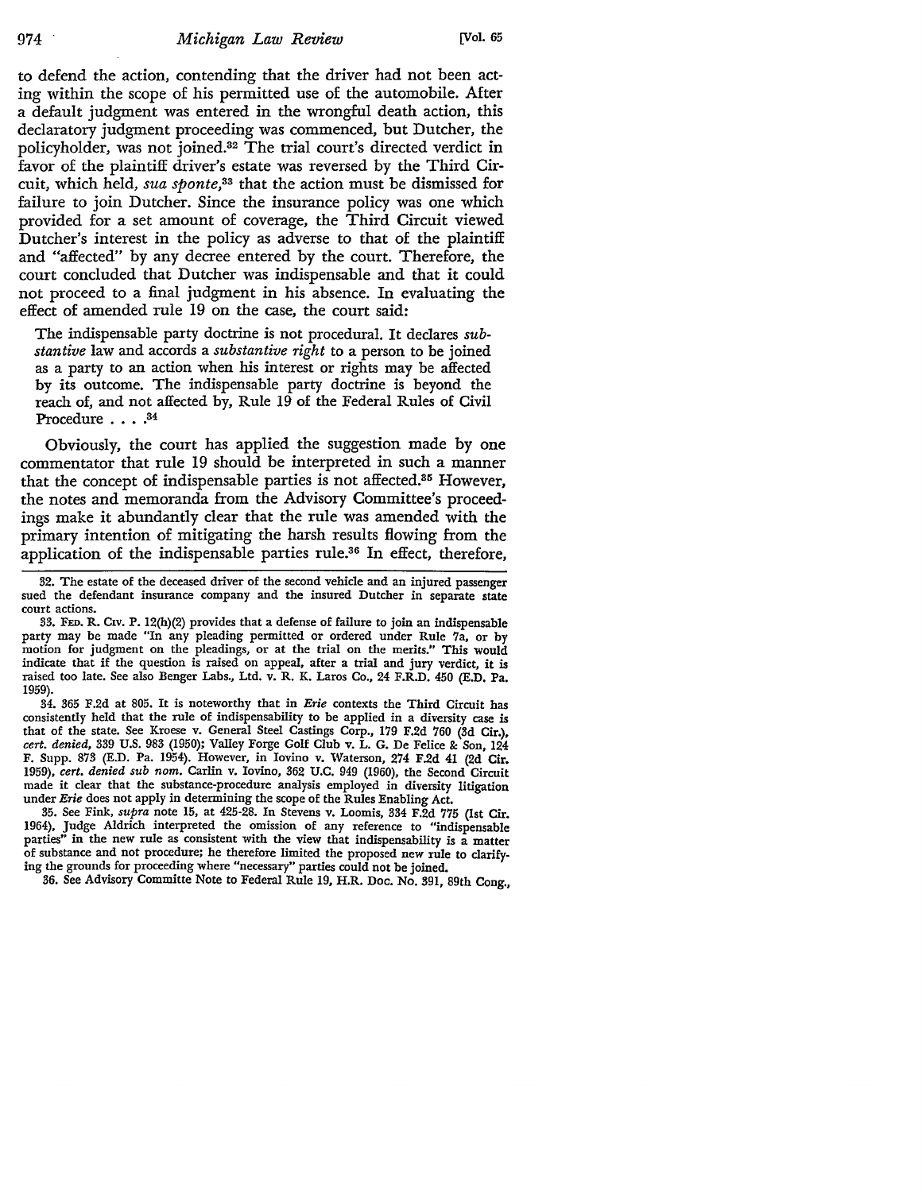to defend the action, contending that the driver had not been acting within the scope of his permitted use of the automobile. After a default judgment was entered in the wrongful death action, this declaratory judgment proceeding was commenced, but Dutcher, the policyholder, was not joined.[32] The trial court's directed verdict in favor of the plaintiff driver's estate was reversed by the Third Circuit, which held, *sua sponte*,[33] that the action must be dismissed for failure to join Dutcher. Since the insurance policy was one which provided for a set amount of coverage, the Third Circuit viewed Dutcher's interest in the policy as adverse to that of the plaintiff and "affected" by any decree entered by the court. Therefore, the court concluded that Dutcher was indispensable and that it could not proceed to a final judgment in his absence. In evaluating the effect of amended rule 19 on the case, the court said:

> The indispensable party doctrine is not procedural. It declares *substantive* law and accords a *substantive right* to a person to be joined as a party to an action when his interest or rights may be affected by its outcome. The indispensable party doctrine is beyond the reach of, and not affected by, Rule 19 of the Federal Rules of Civil Procedure . . . .[34]

Obviously, the court has applied the suggestion made by one commentator that rule 19 should be interpreted in such a manner that the concept of indispensable parties is not affected.[35] However, the notes and memoranda from the Advisory Committee's proceedings make it abundantly clear that the rule was amended with the primary intention of mitigating the harsh results flowing from the application of the indispensable parties rule.[36] In effect, therefore,

---

32. The estate of the deceased driver of the second vehicle and an injured passenger sued the defendant insurance company and the insured Dutcher in separate state court actions.

33. FED. R. CIV. P. 12(h)(2) provides that a defense of failure to join an indispensable party may be made "In any pleading permitted or ordered under Rule 7a, or by motion for judgment on the pleadings, or at the trial on the merits." This would indicate that if the question is raised on appeal, after a trial and jury verdict, it is raised too late. See also Benger Labs., Ltd. v. R. K. Laros Co., 24 F.R.D. 450 (E.D. Pa. 1959).

34. 365 F.2d at 805. It is noteworthy that in *Erie* contexts the Third Circuit has consistently held that the rule of indispensability to be applied in a diversity case is that of the state. See Kroese v. General Steel Castings Corp., 179 F.2d 760 (3d Cir.), *cert. denied*, 339 U.S. 983 (1950); Valley Forge Golf Club v. L. G. De Felice & Son, 124 F. Supp. 873 (E.D. Pa. 1954). However, in Iovino v. Waterson, 274 F.2d 41 (2d Cir. 1959), *cert. denied sub nom.* Carlin v. Iovino, 362 U.C. 949 (1960), the Second Circuit made it clear that the substance-procedure analysis employed in diversity litigation under *Erie* does not apply in determining the scope of the Rules Enabling Act.

35. See Fink, *supra* note 15, at 425-28. In Stevens v. Loomis, 334 F.2d 775 (1st Cir. 1964), Judge Aldrich interpreted the omission of any reference to "indispensable parties" in the new rule as consistent with the view that indispensability is a matter of substance and not procedure; he therefore limited the proposed new rule to clarifying the grounds for proceeding where "necessary" parties could not be joined.

36. See Advisory Committe Note to Federal Rule 19, H.R. Doc. No. 391, 89th Cong.,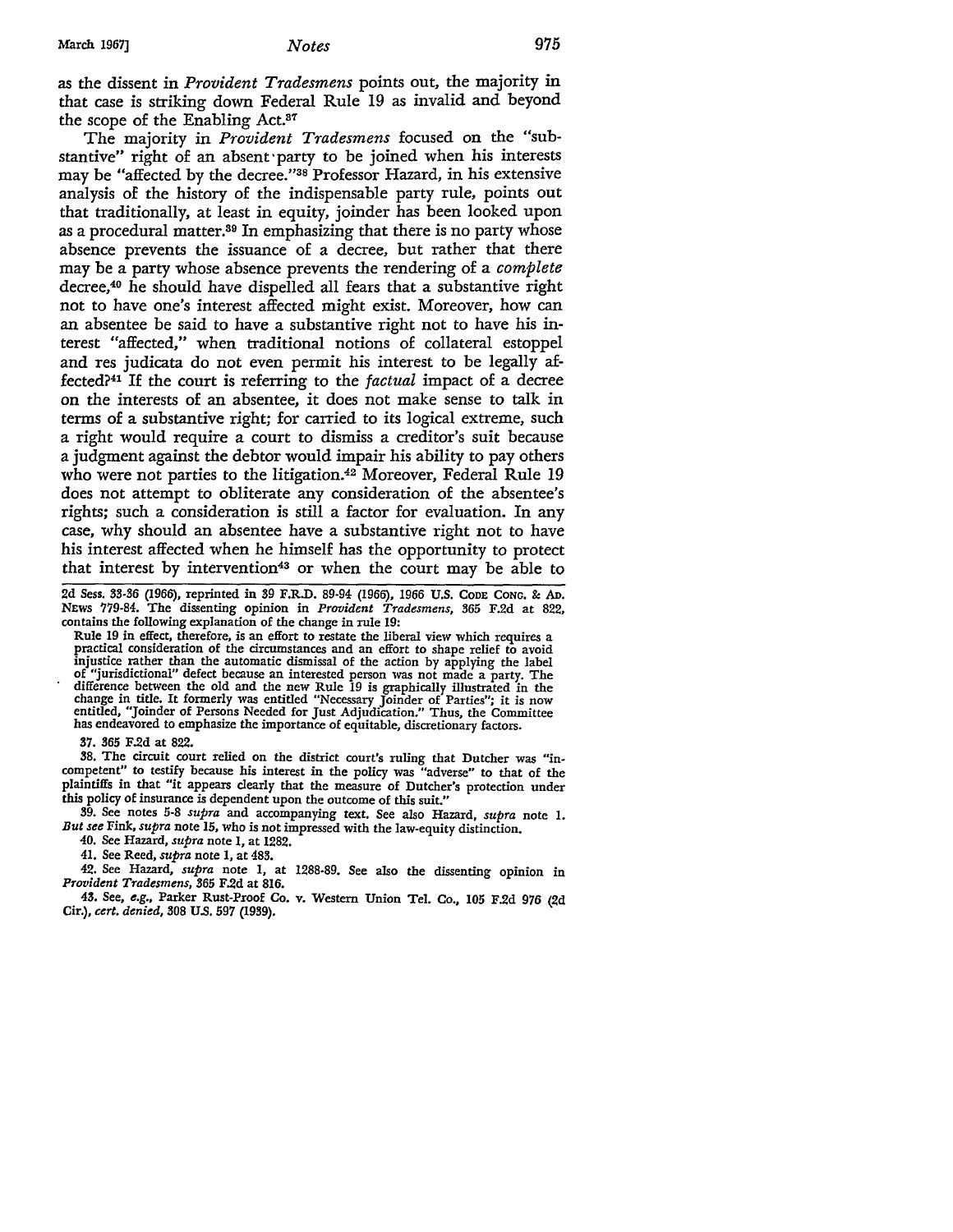as the dissent in *Provident Tradesmens* points out, the majority in that case is striking down Federal Rule 19 as invalid and beyond the scope of the Enabling Act.[37]

The majority in *Provident Tradesmens* focused on the "substantive" right of an absent party to be joined when his interests may be "affected by the decree."[38] Professor Hazard, in his extensive analysis of the history of the indispensable party rule, points out that traditionally, at least in equity, joinder has been looked upon as a procedural matter.[39] In emphasizing that there is no party whose absence prevents the issuance of a decree, but rather that there may be a party whose absence prevents the rendering of a *complete* decree,[40] he should have dispelled all fears that a substantive right not to have one's interest affected might exist. Moreover, how can an absentee be said to have a substantive right not to have his interest "affected," when traditional notions of collateral estoppel and res judicata do not even permit his interest to be legally affected?[41] If the court is referring to the *factual* impact of a decree on the interests of an absentee, it does not make sense to talk in terms of a substantive right; for carried to its logical extreme, such a right would require a court to dismiss a creditor's suit because a judgment against the debtor would impair his ability to pay others who were not parties to the litigation.[42] Moreover, Federal Rule 19 does not attempt to obliterate any consideration of the absentee's rights; such a consideration is still a factor for evaluation. In any case, why should an absentee have a substantive right not to have his interest affected when he himself has the opportunity to protect that interest by intervention[43] or when the court may be able to

---

2d Sess. 33-36 (1966), reprinted in 39 F.R.D. 89-94 (1966), 1966 U.S. CODE CONG. & AD. NEWS 779-84. The dissenting opinion in *Provident Tradesmens*, 365 F.2d at 822, contains the following explanation of the change in rule 19:

> Rule 19 in effect, therefore, is an effort to restate the liberal view which requires a practical consideration of the circumstances and an effort to shape relief to avoid injustice rather than the automatic dismissal of the action by applying the label of "jurisdictional" defect because an interested person was not made a party. The difference between the old and the new Rule 19 is graphically illustrated in the change in title. It formerly was entitled "Necessary Joinder of Parties"; it is now entitled, "Joinder of Persons Needed for Just Adjudication." Thus, the Committee has endeavored to emphasize the importance of equitable, discretionary factors.

37. 365 F.2d at 822.

38. The circuit court relied on the district court's ruling that Dutcher was "incompetent" to testify because his interest in the policy was "adverse" to that of the plaintiffs in that "it appears clearly that the measure of Dutcher's protection under this policy of insurance is dependent upon the outcome of this suit."

39. See notes 5-8 *supra* and accompanying text. See also Hazard, *supra* note 1. *But see* Fink, *supra* note 15, who is not impressed with the law-equity distinction.

40. See Hazard, *supra* note 1, at 1282.

41. See Reed, *supra* note 1, at 483.

42. See Hazard, *supra* note 1, at 1288-89. See also the dissenting opinion in *Provident Tradesmens*, 365 F.2d at 816.

43. See, *e.g.*, Parker Rust-Proof Co. v. Western Union Tel. Co., 105 F.2d 976 (2d Cir.), *cert. denied*, 308 U.S. 597 (1939).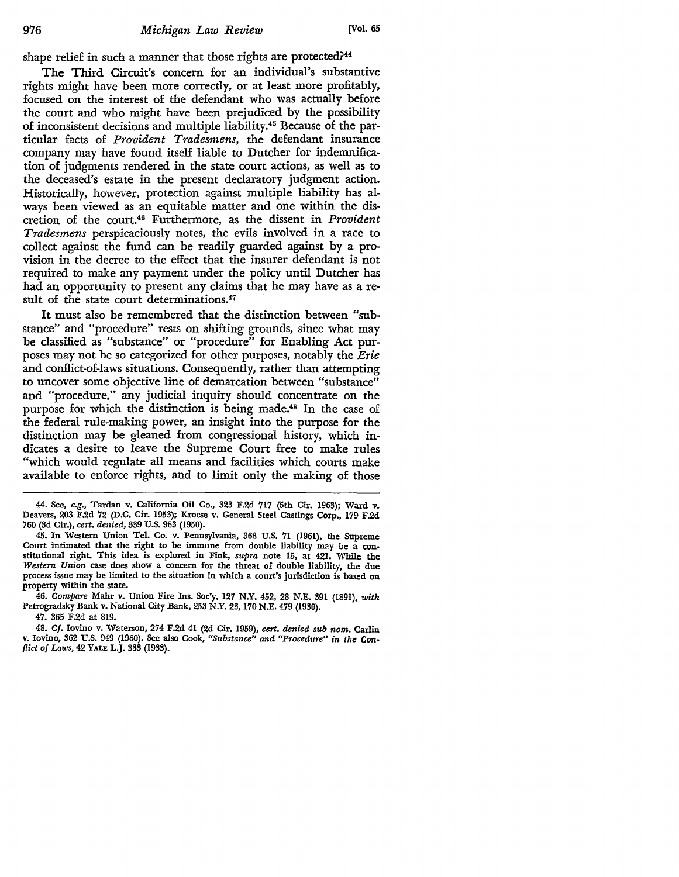shape relief in such a manner that those rights are protected?[44]

The Third Circuit's concern for an individual's substantive rights might have been more correctly, or at least more profitably, focused on the interest of the defendant who was actually before the court and who might have been prejudiced by the possibility of inconsistent decisions and multiple liability.[45] Because of the particular facts of *Provident Tradesmens*, the defendant insurance company may have found itself liable to Dutcher for indemnification of judgments rendered in the state court actions, as well as to the deceased's estate in the present declaratory judgment action. Historically, however, protection against multiple liability has always been viewed as an equitable matter and one within the discretion of the court.[46] Furthermore, as the dissent in *Provident Tradesmens* perspicaciously notes, the evils involved in a race to collect against the fund can be readily guarded against by a provision in the decree to the effect that the insurer defendant is not required to make any payment under the policy until Dutcher has had an opportunity to present any claims that he may have as a result of the state court determinations.[47]

It must also be remembered that the distinction between "substance" and "procedure" rests on shifting grounds, since what may be classified as "substance" or "procedure" for Enabling Act purposes may not be so categorized for other purposes, notably the *Erie* and conflict-of-laws situations. Consequently, rather than attempting to uncover some objective line of demarcation between "substance" and "procedure," any judicial inquiry should concentrate on the purpose for which the distinction is being made.[48] In the case of the federal rule-making power, an insight into the purpose for the distinction may be gleaned from congressional history, which indicates a desire to leave the Supreme Court free to make rules "which would regulate all means and facilities which courts make available to enforce rights, and to limit only the making of those

---

44. See, *e.g.*, Tardan v. California Oil Co., 323 F.2d 717 (5th Cir. 1963); Ward v. Deavers, 203 F.2d 72 (D.C. Cir. 1953); Kroese v. General Steel Castings Corp., 179 F.2d 760 (3d Cir.), *cert. denied*, 339 U.S. 983 (1950).

45. In Western Union Tel. Co. v. Pennsylvania, 368 U.S. 71 (1961), the Supreme Court intimated that the right to be immune from double liability may be a constitutional right. This idea is explored in Fink, *supra* note 15, at 421. While the *Western Union* case does show a concern for the threat of double liability, the due process issue may be limited to the situation in which a court's jurisdiction is based on property within the state.

46. *Compare* Mahr v. Union Fire Ins. Soc'y, 127 N.Y. 452, 28 N.E. 391 (1891), *with* Petrogradsky Bank v. National City Bank, 253 N.Y. 23, 170 N.E. 479 (1930).

47. 365 F.2d at 819.

48. *Cf.* Iovino v. Waterson, 274 F.2d 41 (2d Cir. 1959), *cert. denied sub nom.* Carlin v. Iovino, 362 U.S. 949 (1960). See also Cook, *"Substance" and "Procedure" in the Conflict of Laws*, 42 YALE L.J. 333 (1933).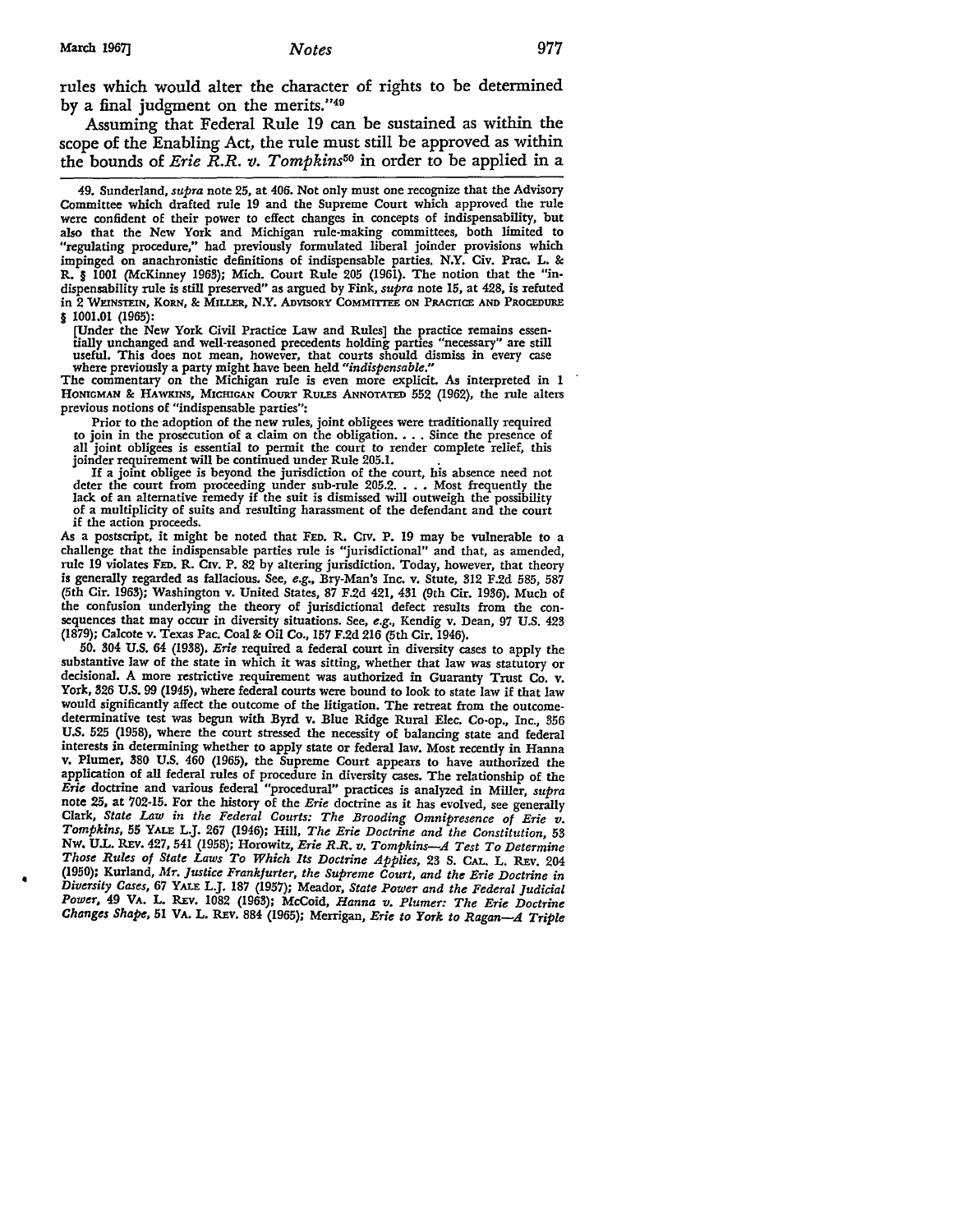rules which would alter the character of rights to be determined by a final judgment on the merits."[49]

Assuming that Federal Rule 19 can be sustained as within the scope of the Enabling Act, the rule must still be approved as within the bounds of *Erie R.R. v. Tompkins*[50] in order to be applied in a

---

49. Sunderland, *supra* note 25, at 406. Not only must one recognize that the Advisory Committee which drafted rule 19 and the Supreme Court which approved the rule were confident of their power to effect changes in concepts of indispensability, but also that the New York and Michigan rule-making committees, both limited to "regulating procedure," had previously formulated liberal joinder provisions which impinged on anachronistic definitions of indispensable parties. N.Y. Civ. Prac. L. & R. § 1001 (McKinney 1963); Mich. Court Rule 205 (1961). The notion that the "indispensability rule is still preserved" as argued by Fink, *supra* note 15, at 428, is refuted in 2 WEINSTEIN, KORN, & MILLER, N.Y. ADVISORY COMMITTEE ON PRACTICE AND PROCEDURE § 1001.01 (1965):

> [Under the New York Civil Practice Law and Rules] the practice remains essentially unchanged and well-reasoned precedents holding parties "necessary" are still useful. This does not mean, however, that courts should dismiss in every case where previously a party might have been held *"indispensable."*

The commentary on the Michigan rule is even more explicit. As interpreted in 1 HONIGMAN & HAWKINS, MICHIGAN COURT RULES ANNOTATED 552 (1962), the rule alters previous notions of "indispensable parties":

> Prior to the adoption of the new rules, joint obligees were traditionally required to join in the prosecution of a claim on the obligation. . . . Since the presence of all joint obligees is essential to permit the court to render complete relief, this joinder requirement will be continued under Rule 205.1.
>
> If a joint obligee is beyond the jurisdiction of the court, his absence need not deter the court from proceeding under sub-rule 205.2. . . . Most frequently the lack of an alternative remedy if the suit is dismissed will outweigh the possibility of a multiplicity of suits and resulting harassment of the defendant and the court if the action proceeds.

As a postscript, it might be noted that FED. R. CIV. P. 19 may be vulnerable to a challenge that the indispensable parties rule is "jurisdictional" and that, as amended, rule 19 violates FED. R. CIV. P. 82 by altering jurisdiction. Today, however, that theory is generally regarded as fallacious. See, *e.g.*, Bry-Man's Inc. v. Stute, 312 F.2d 585, 587 (5th Cir. 1963); Washington v. United States, 87 F.2d 421, 431 (9th Cir. 1936). Much of the confusion underlying the theory of jurisdictional defect results from the consequences that may occur in diversity situations. See, *e.g.*, Kendig v. Dean, 97 U.S. 423 (1879); Calcote v. Texas Pac. Coal & Oil Co., 157 F.2d 216 (5th Cir. 1946).

50. 304 U.S. 64 (1938). *Erie* required a federal court in diversity cases to apply the substantive law of the state in which it was sitting, whether that law was statutory or decisional. A more restrictive requirement was authorized in Guaranty Trust Co. v. York, 326 U.S. 99 (1945), where federal courts were bound to look to state law if that law would significantly affect the outcome of the litigation. The retreat from the outcome-determinative test was begun with Byrd v. Blue Ridge Rural Elec. Co-op., Inc., 356 U.S. 525 (1958), where the court stressed the necessity of balancing state and federal interests in determining whether to apply state or federal law. Most recently in Hanna v. Plumer, 380 U.S. 460 (1965), the Supreme Court appears to have authorized the application of all federal rules of procedure in diversity cases. The relationship of the *Erie* doctrine and various federal "procedural" practices is analyzed in Miller, *supra* note 25, at 702-15. For the history of the *Erie* doctrine as it has evolved, see generally Clark, *State Law in the Federal Courts: The Brooding Omnipresence of Erie v. Tompkins*, 55 YALE L.J. 267 (1946); Hill, *The Erie Doctrine and the Constitution*, 53 NW. U.L. REV. 427, 541 (1958); Horowitz, *Erie R.R. v. Tompkins—A Test To Determine Those Rules of State Laws To Which Its Doctrine Applies*, 23 S. CAL. L. REV. 204 (1950); Kurland, *Mr. Justice Frankfurter, the Supreme Court, and the Erie Doctrine in Diversity Cases*, 67 YALE L.J. 187 (1957); Meador, *State Power and the Federal Judicial Power*, 49 VA. L. REV. 1082 (1963); McCoid, *Hanna v. Plumer: The Erie Doctrine Changes Shape*, 51 VA. L. REV. 884 (1965); Merrigan, *Erie to York to Ragan—A Triple*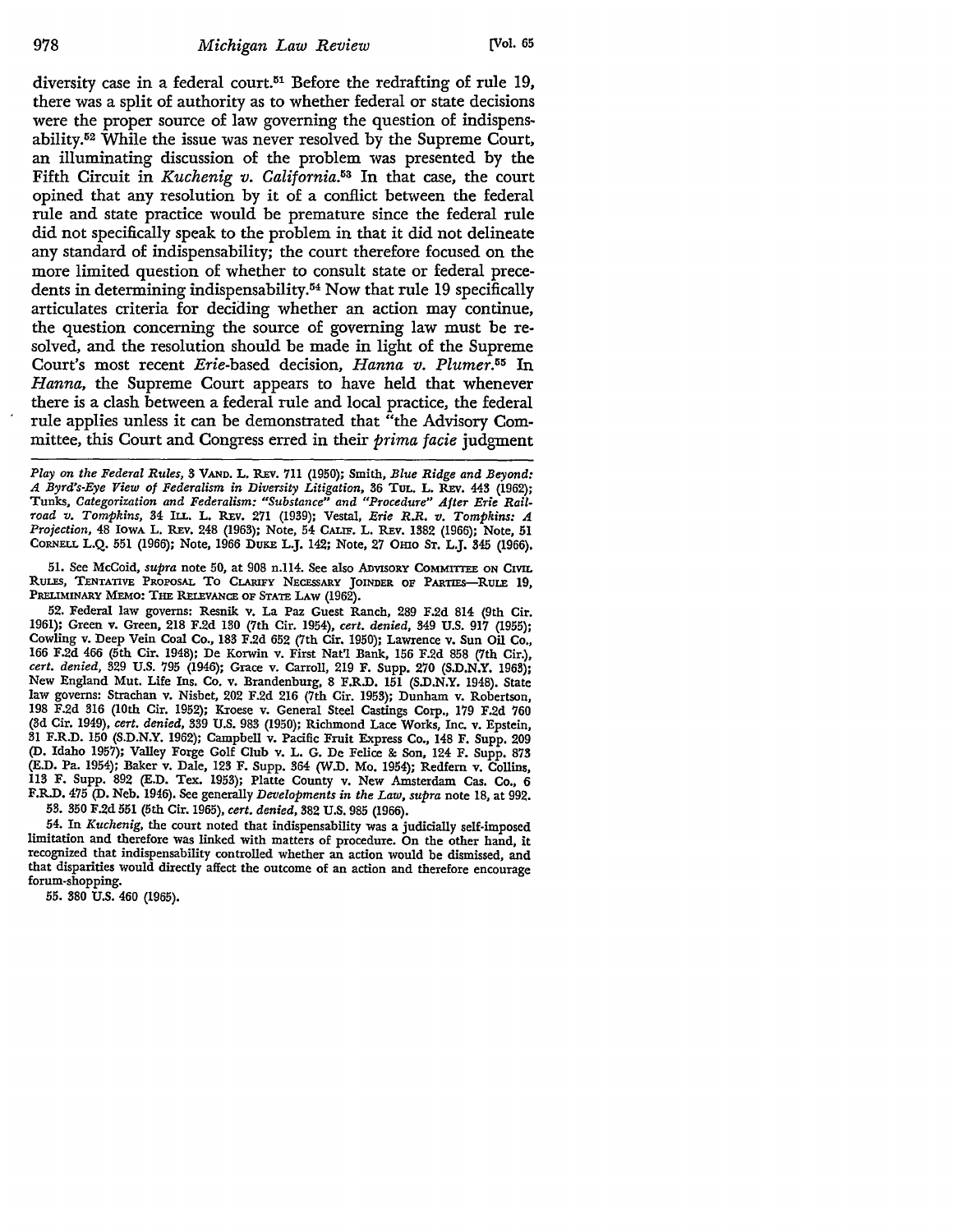diversity case in a federal court.[51] Before the redrafting of rule 19, there was a split of authority as to whether federal or state decisions were the proper source of law governing the question of indispensability.[52] While the issue was never resolved by the Supreme Court, an illuminating discussion of the problem was presented by the Fifth Circuit in *Kuchenig v. California*.[53] In that case, the court opined that any resolution by it of a conflict between the federal rule and state practice would be premature since the federal rule did not specifically speak to the problem in that it did not delineate any standard of indispensability; the court therefore focused on the more limited question of whether to consult state or federal precedents in determining indispensability.[54] Now that rule 19 specifically articulates criteria for deciding whether an action may continue, the question concerning the source of governing law must be resolved, and the resolution should be made in light of the Supreme Court's most recent *Erie*-based decision, *Hanna v. Plumer*.[55] In *Hanna*, the Supreme Court appears to have held that whenever there is a clash between a federal rule and local practice, the federal rule applies unless it can be demonstrated that "the Advisory Committee, this Court and Congress erred in their *prima facie* judgment

---

*Play on the Federal Rules*, 3 VAND. L. REV. 711 (1950); Smith, *Blue Ridge and Beyond: A Byrd's-Eye View of Federalism in Diversity Litigation*, 36 TUL. L. REV. 443 (1962); Tunks, *Categorization and Federalism: "Substance" and "Procedure" After Erie Railroad v. Tompkins*, 34 ILL. L. REV. 271 (1939); Vestal, *Erie R.R. v. Tompkins: A Projection*, 48 IOWA L. REV. 248 (1963); Note, 54 CALIF. L. REV. 1382 (1966); Note, 51 CORNELL L.Q. 551 (1966); Note, 1966 DUKE L.J. 142; Note, 27 OHIO ST. L.J. 345 (1966).

51. See McCoid, *supra* note 50, at 908 n.114. See also ADVISORY COMMITTEE ON CIVIL RULES, TENTATIVE PROPOSAL TO CLARIFY NECESSARY JOINDER OF PARTIES—RULE 19, PRELIMINARY MEMO: THE RELEVANCE OF STATE LAW (1962).

52. Federal law governs: Resnik v. La Paz Guest Ranch, 289 F.2d 814 (9th Cir. 1961); Green v. Green, 218 F.2d 130 (7th Cir. 1954), *cert. denied*, 349 U.S. 917 (1955); Cowling v. Deep Vein Coal Co., 183 F.2d 652 (7th Cir. 1950); Lawrence v. Sun Oil Co., 166 F.2d 466 (5th Cir. 1948); De Korwin v. First Nat'l Bank, 156 F.2d 858 (7th Cir.), *cert. denied*, 329 U.S. 795 (1946); Grace v. Carroll, 219 F. Supp. 270 (S.D.N.Y. 1963); New England Mut. Life Ins. Co. v. Brandenburg, 8 F.R.D. 151 (S.D.N.Y. 1948). State law governs: Strachan v. Nisbet, 202 F.2d 216 (7th Cir. 1953); Dunham v. Robertson, 198 F.2d 316 (10th Cir. 1952); Kroese v. General Steel Castings Corp., 179 F.2d 760 (3d Cir. 1949), *cert. denied*, 339 U.S. 983 (1950); Richmond Lace Works, Inc. v. Epstein, 31 F.R.D. 150 (S.D.N.Y. 1962); Campbell v. Pacific Fruit Express Co., 148 F. Supp. 209 (D. Idaho 1957); Valley Forge Golf Club v. L. G. De Felice & Son, 124 F. Supp. 873 (E.D. Pa. 1954); Baker v. Dale, 123 F. Supp. 364 (W.D. Mo. 1954); Redfern v. Collins, 113 F. Supp. 892 (E.D. Tex. 1953); Platte County v. New Amsterdam Cas. Co., 6 F.R.D. 475 (D. Neb. 1946). See generally *Developments in the Law*, *supra* note 18, at 992.

53. 350 F.2d 551 (5th Cir. 1965), *cert. denied*, 382 U.S. 985 (1966).

54. In *Kuchenig*, the court noted that indispensability was a judicially self-imposed limitation and therefore was linked with matters of procedure. On the other hand, it recognized that indispensability controlled whether an action would be dismissed, and that disparities would directly affect the outcome of an action and therefore encourage forum-shopping.

55. 380 U.S. 460 (1965).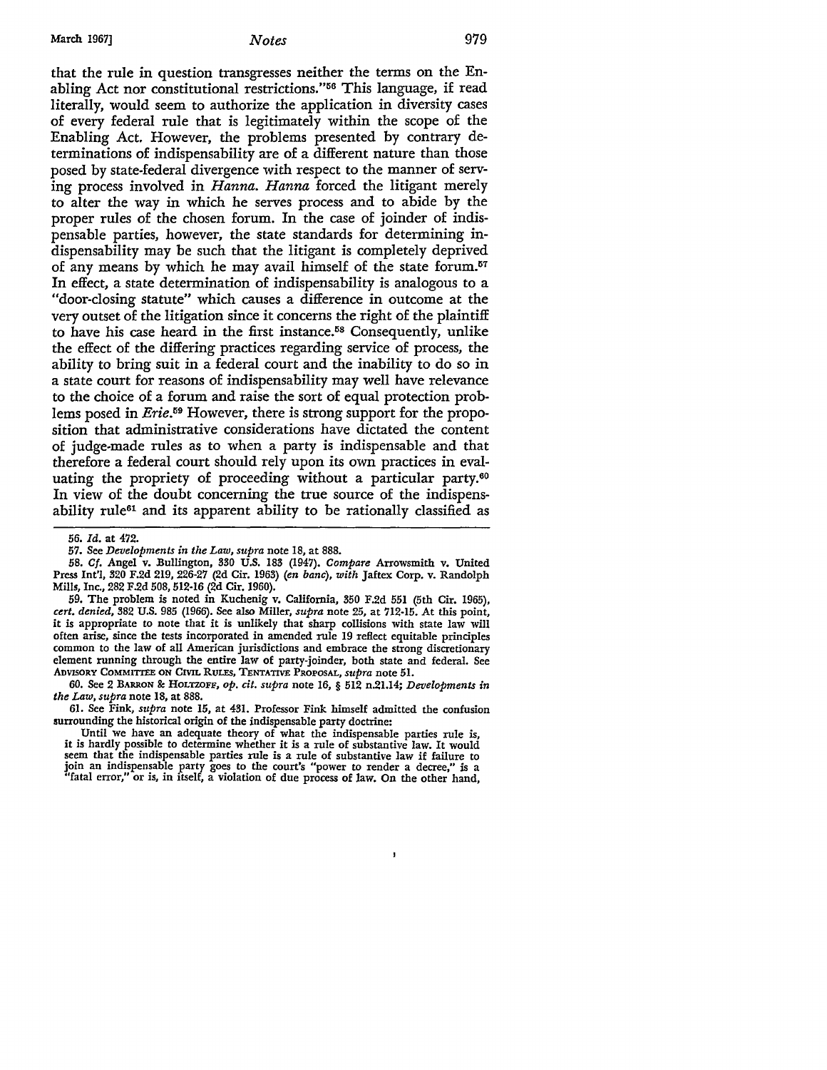that the rule in question transgresses neither the terms on the Enabling Act nor constitutional restrictions."[56] This language, if read literally, would seem to authorize the application in diversity cases of every federal rule that is legitimately within the scope of the Enabling Act. However, the problems presented by contrary determinations of indispensability are of a different nature than those posed by state-federal divergence with respect to the manner of serving process involved in *Hanna*. *Hanna* forced the litigant merely to alter the way in which he serves process and to abide by the proper rules of the chosen forum. In the case of joinder of indispensable parties, however, the state standards for determining indispensability may be such that the litigant is completely deprived of any means by which he may avail himself of the state forum.[57] In effect, a state determination of indispensability is analogous to a "door-closing statute" which causes a difference in outcome at the very outset of the litigation since it concerns the right of the plaintiff to have his case heard in the first instance.[58] Consequently, unlike the effect of the differing practices regarding service of process, the ability to bring suit in a federal court and the inability to do so in a state court for reasons of indispensability may well have relevance to the choice of a forum and raise the sort of equal protection problems posed in *Erie*.[59] However, there is strong support for the proposition that administrative considerations have dictated the content of judge-made rules as to when a party is indispensable and that therefore a federal court should rely upon its own practices in evaluating the propriety of proceeding without a particular party.[60] In view of the doubt concerning the true source of the indispensability rule[61] and its apparent ability to be rationally classified as

56. *Id.* at 472.

57. See *Developments in the Law*, *supra* note 18, at 888.

58. *Cf.* Angel v. Bullington, 330 U.S. 183 (1947). *Compare* Arrowsmith v. United Press Int'l, 320 F.2d 219, 226-27 (2d Cir. 1963) (*en banc*), *with* Jaftex Corp. v. Randolph Mills, Inc., 282 F.2d 508, 512-16 (2d Cir. 1960).

59. The problem is noted in Kuchenig v. California, 350 F.2d 551 (5th Cir. 1965), *cert. denied*, 382 U.S. 985 (1966). See also Miller, *supra* note 25, at 712-15. At this point, it is appropriate to note that it is unlikely that sharp collisions with state law will often arise, since the tests incorporated in amended rule 19 reflect equitable principles common to the law of all American jurisdictions and embrace the strong discretionary element running through the entire law of party-joinder, both state and federal. See ADVISORY COMMITTEE ON CIVIL RULES, TENTATIVE PROPOSAL, *supra* note 51.

60. See 2 BARRON & HOLTZOFF, *op. cit. supra* note 16, § 512 n.21.14; *Developments in the Law*, *supra* note 18, at 888.

61. See Fink, *supra* note 15, at 431. Professor Fink himself admitted the confusion surrounding the historical origin of the indispensable party doctrine:

> Until we have an adequate theory of what the indispensable parties rule is, it is hardly possible to determine whether it is a rule of substantive law. It would seem that the indispensable parties rule is a rule of substantive law if failure to join an indispensable party goes to the court's "power to render a decree," is a "fatal error," or is, in itself, a violation of due process of law. On the other hand,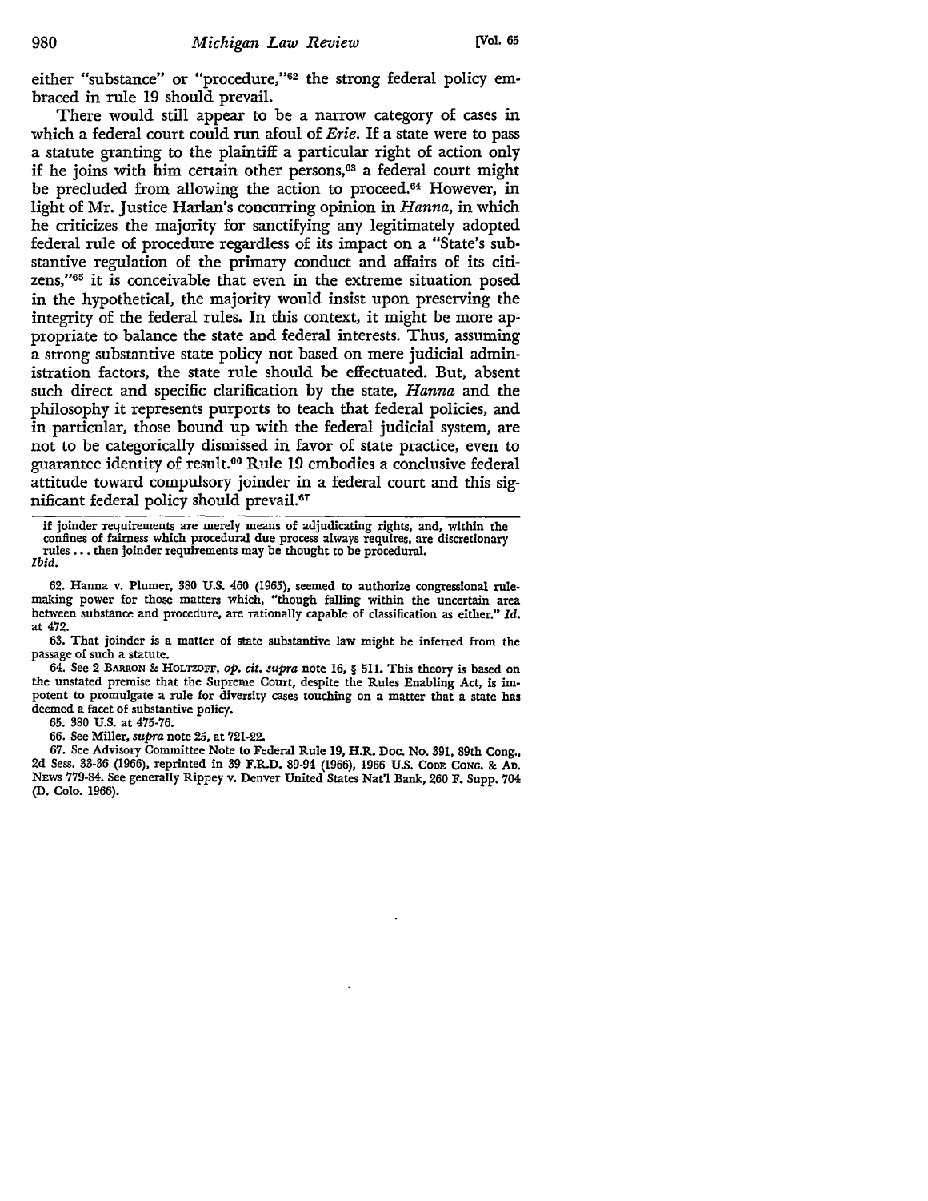either "substance" or "procedure,"[62] the strong federal policy embraced in rule 19 should prevail.

There would still appear to be a narrow category of cases in which a federal court could run afoul of *Erie*. If a state were to pass a statute granting to the plaintiff a particular right of action only if he joins with him certain other persons,[63] a federal court might be precluded from allowing the action to proceed.[64] However, in light of Mr. Justice Harlan's concurring opinion in *Hanna*, in which he criticizes the majority for sanctifying any legitimately adopted federal rule of procedure regardless of its impact on a "State's substantive regulation of the primary conduct and affairs of its citizens,"[65] it is conceivable that even in the extreme situation posed in the hypothetical, the majority would insist upon preserving the integrity of the federal rules. In this context, it might be more appropriate to balance the state and federal interests. Thus, assuming a strong substantive state policy not based on mere judicial administration factors, the state rule should be effectuated. But, absent such direct and specific clarification by the state, *Hanna* and the philosophy it represents purports to teach that federal policies, and in particular, those bound up with the federal judicial system, are not to be categorically dismissed in favor of state practice, even to guarantee identity of result.[66] Rule 19 embodies a conclusive federal attitude toward compulsory joinder in a federal court and this significant federal policy should prevail.[67]

---

if joinder requirements are merely means of adjudicating rights, and, within the confines of fairness which procedural due process always requires, are discretionary rules . . . then joinder requirements may be thought to be procedural.
*Ibid.*

62. Hanna v. Plumer, 380 U.S. 460 (1965), seemed to authorize congressional rule-making power for those matters which, "though falling within the uncertain area between substance and procedure, are rationally capable of classification as either." *Id.* at 472.

63. That joinder is a matter of state substantive law might be inferred from the passage of such a statute.

64. See 2 BARRON & HOLTZOFF, *op. cit. supra* note 16, § 511. This theory is based on the unstated premise that the Supreme Court, despite the Rules Enabling Act, is impotent to promulgate a rule for diversity cases touching on a matter that a state has deemed a facet of substantive policy.

65. 380 U.S. at 475-76.

66. See Miller, *supra* note 25, at 721-22.

67. See Advisory Committee Note to Federal Rule 19, H.R. Doc. No. 391, 89th Cong., 2d Sess. 33-36 (1966), reprinted in 39 F.R.D. 89-94 (1966), 1966 U.S. CODE CONG. & AD. NEWS 779-84. See generally Rippey v. Denver United States Nat'l Bank, 260 F. Supp. 704 (D. Colo. 1966).